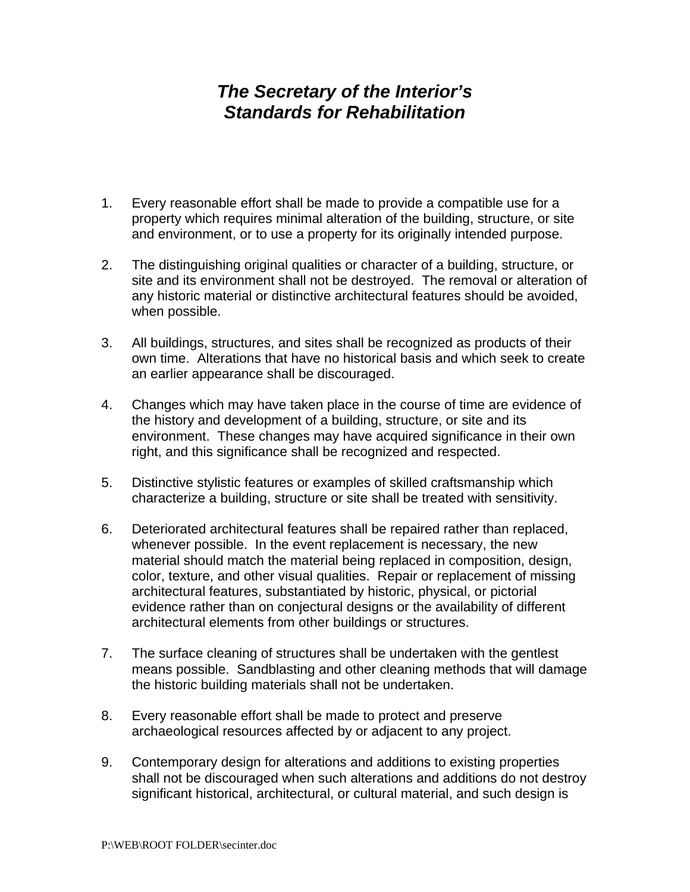# *The Secretary of the Interior's Standards for Rehabilitation*

1. Every reasonable effort shall be made to provide a compatible use for a property which requires minimal alteration of the building, structure, or site and environment, or to use a property for its originally intended purpose.

2. The distinguishing original qualities or character of a building, structure, or site and its environment shall not be destroyed. The removal or alteration of any historic material or distinctive architectural features should be avoided, when possible.

3. All buildings, structures, and sites shall be recognized as products of their own time. Alterations that have no historical basis and which seek to create an earlier appearance shall be discouraged.

4. Changes which may have taken place in the course of time are evidence of the history and development of a building, structure, or site and its environment. These changes may have acquired significance in their own right, and this significance shall be recognized and respected.

5. Distinctive stylistic features or examples of skilled craftsmanship which characterize a building, structure or site shall be treated with sensitivity.

6. Deteriorated architectural features shall be repaired rather than replaced, whenever possible. In the event replacement is necessary, the new material should match the material being replaced in composition, design, color, texture, and other visual qualities. Repair or replacement of missing architectural features, substantiated by historic, physical, or pictorial evidence rather than on conjectural designs or the availability of different architectural elements from other buildings or structures.

7. The surface cleaning of structures shall be undertaken with the gentlest means possible. Sandblasting and other cleaning methods that will damage the historic building materials shall not be undertaken.

8. Every reasonable effort shall be made to protect and preserve archaeological resources affected by or adjacent to any project.

9. Contemporary design for alterations and additions to existing properties shall not be discouraged when such alterations and additions do not destroy significant historical, architectural, or cultural material, and such design is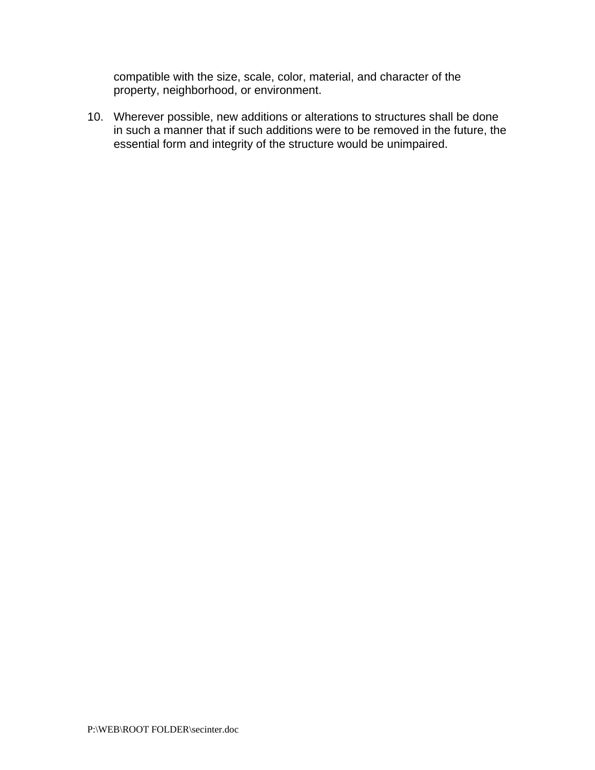compatible with the size, scale, color, material, and character of the property, neighborhood, or environment.

10. Wherever possible, new additions or alterations to structures shall be done in such a manner that if such additions were to be removed in the future, the essential form and integrity of the structure would be unimpaired.